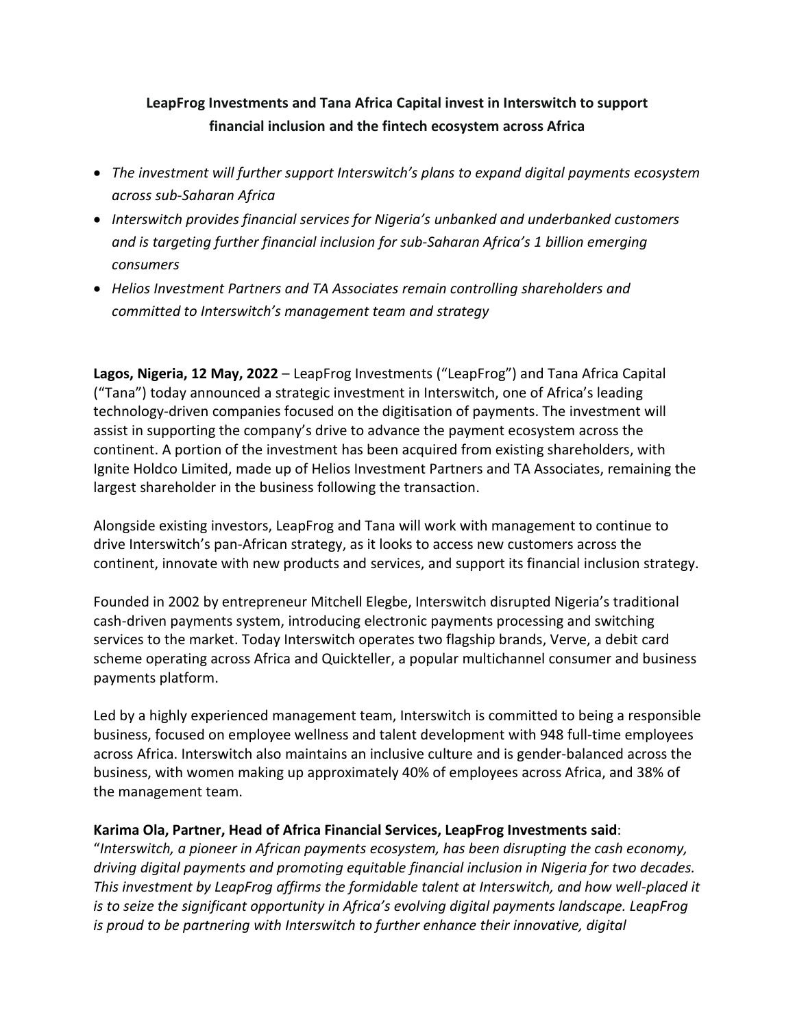**LeapFrog Investments and Tana Africa Capital invest in Interswitch to support financial inclusion and the fintech ecosystem across Africa**

- *The investment will further support Interswitch's plans to expand digital payments ecosystem across sub-Saharan Africa*
- *Interswitch provides financial services for Nigeria's unbanked and underbanked customers and is targeting further financial inclusion for sub-Saharan Africa's 1 billion emerging consumers*
- *Helios Investment Partners and TA Associates remain controlling shareholders and committed to Interswitch's management team and strategy*

**Lagos, Nigeria, 12 May, 2022** – LeapFrog Investments ("LeapFrog") and Tana Africa Capital ("Tana") today announced a strategic investment in Interswitch, one of Africa's leading technology-driven companies focused on the digitisation of payments. The investment will assist in supporting the company's drive to advance the payment ecosystem across the continent. A portion of the investment has been acquired from existing shareholders, with Ignite Holdco Limited, made up of Helios Investment Partners and TA Associates, remaining the largest shareholder in the business following the transaction.

Alongside existing investors, LeapFrog and Tana will work with management to continue to drive Interswitch's pan-African strategy, as it looks to access new customers across the continent, innovate with new products and services, and support its financial inclusion strategy.

Founded in 2002 by entrepreneur Mitchell Elegbe, Interswitch disrupted Nigeria's traditional cash-driven payments system, introducing electronic payments processing and switching services to the market. Today Interswitch operates two flagship brands, Verve, a debit card scheme operating across Africa and Quickteller, a popular multichannel consumer and business payments platform.

Led by a highly experienced management team, Interswitch is committed to being a responsible business, focused on employee wellness and talent development with 948 full-time employees across Africa. Interswitch also maintains an inclusive culture and is gender-balanced across the business, with women making up approximately 40% of employees across Africa, and 38% of the management team.

**Karima Ola, Partner, Head of Africa Financial Services, LeapFrog Investments said**:
"*Interswitch, a pioneer in African payments ecosystem, has been disrupting the cash economy, driving digital payments and promoting equitable financial inclusion in Nigeria for two decades. This investment by LeapFrog affirms the formidable talent at Interswitch, and how well-placed it is to seize the significant opportunity in Africa's evolving digital payments landscape. LeapFrog is proud to be partnering with Interswitch to further enhance their innovative, digital*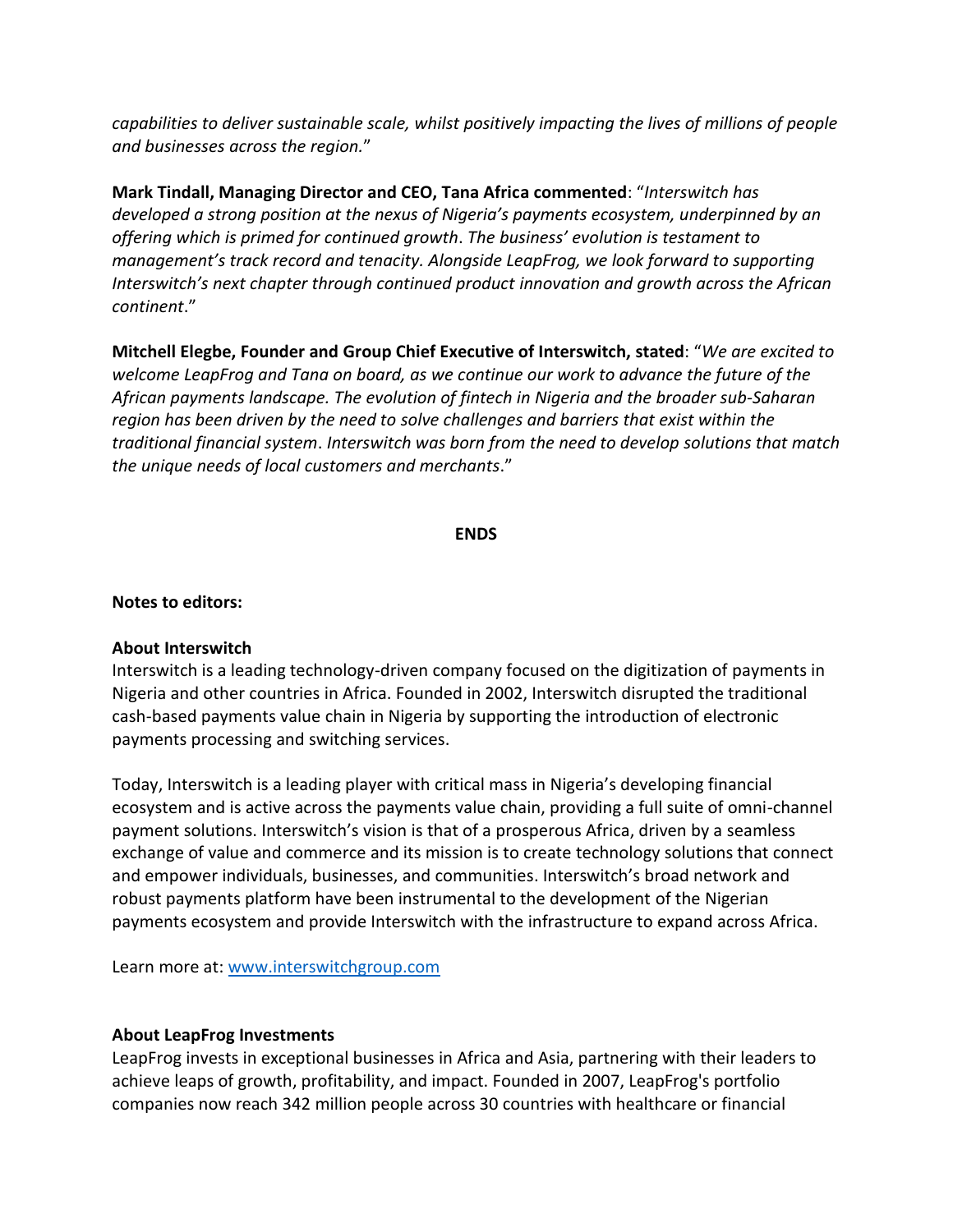*capabilities to deliver sustainable scale, whilst positively impacting the lives of millions of people and businesses across the region.*"

**Mark Tindall, Managing Director and CEO, Tana Africa commented**: "*Interswitch has developed a strong position at the nexus of Nigeria's payments ecosystem, underpinned by an offering which is primed for continued growth*. *The business' evolution is testament to management's track record and tenacity. Alongside LeapFrog, we look forward to supporting Interswitch's next chapter through continued product innovation and growth across the African continent*."

**Mitchell Elegbe, Founder and Group Chief Executive of Interswitch, stated**: "*We are excited to welcome LeapFrog and Tana on board, as we continue our work to advance the future of the African payments landscape. The evolution of fintech in Nigeria and the broader sub-Saharan region has been driven by the need to solve challenges and barriers that exist within the traditional financial system*. *Interswitch was born from the need to develop solutions that match the unique needs of local customers and merchants*."

**ENDS**

**Notes to editors:**

**About Interswitch**

Interswitch is a leading technology-driven company focused on the digitization of payments in Nigeria and other countries in Africa. Founded in 2002, Interswitch disrupted the traditional cash-based payments value chain in Nigeria by supporting the introduction of electronic payments processing and switching services.

Today, Interswitch is a leading player with critical mass in Nigeria's developing financial ecosystem and is active across the payments value chain, providing a full suite of omni-channel payment solutions. Interswitch's vision is that of a prosperous Africa, driven by a seamless exchange of value and commerce and its mission is to create technology solutions that connect and empower individuals, businesses, and communities. Interswitch's broad network and robust payments platform have been instrumental to the development of the Nigerian payments ecosystem and provide Interswitch with the infrastructure to expand across Africa.

Learn more at: [www.interswitchgroup.com](www.interswitchgroup.com)

**About LeapFrog Investments**

LeapFrog invests in exceptional businesses in Africa and Asia, partnering with their leaders to achieve leaps of growth, profitability, and impact. Founded in 2007, LeapFrog's portfolio companies now reach 342 million people across 30 countries with healthcare or financial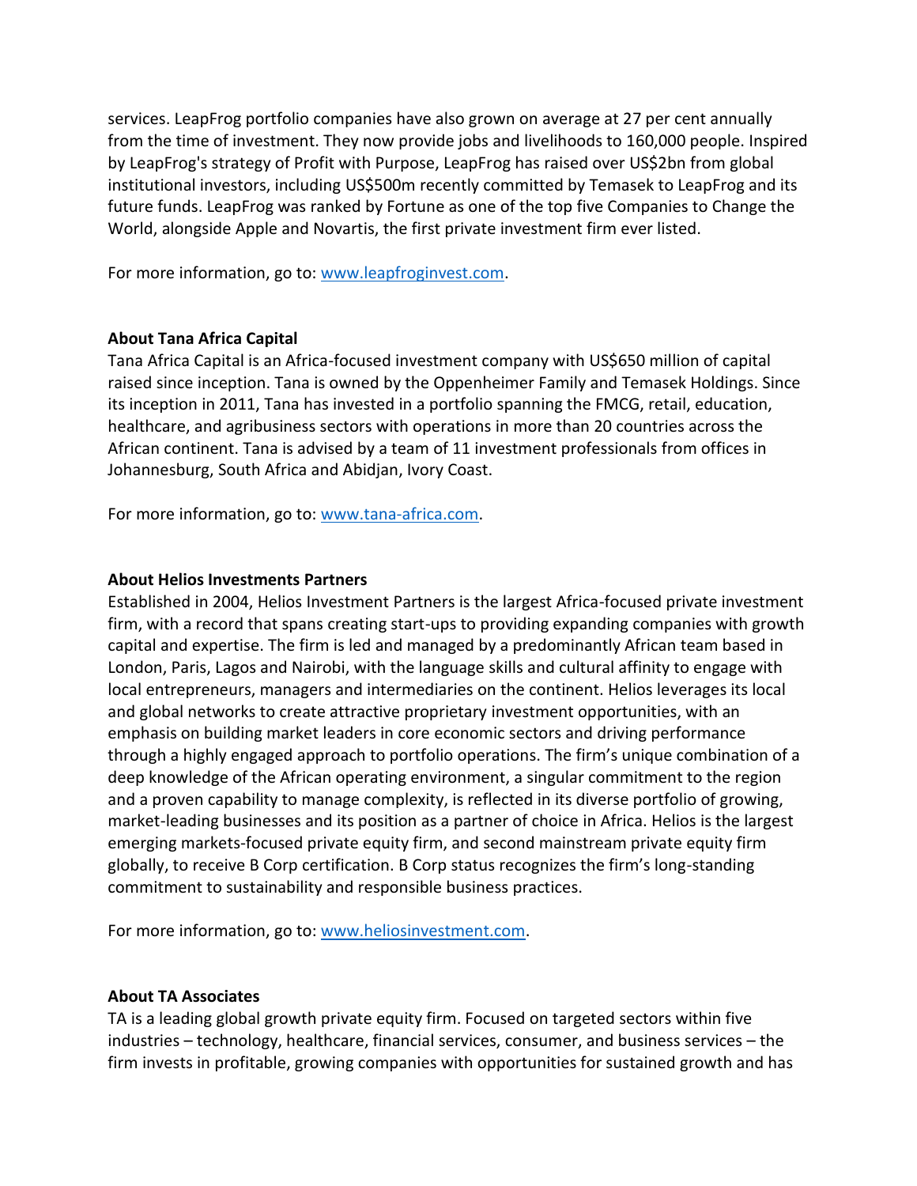services. LeapFrog portfolio companies have also grown on average at 27 per cent annually from the time of investment. They now provide jobs and livelihoods to 160,000 people. Inspired by LeapFrog's strategy of Profit with Purpose, LeapFrog has raised over US$2bn from global institutional investors, including US$500m recently committed by Temasek to LeapFrog and its future funds. LeapFrog was ranked by Fortune as one of the top five Companies to Change the World, alongside Apple and Novartis, the first private investment firm ever listed.

For more information, go to: [www.leapfroginvest.com](http://www.leapfroginvest.com).

**About Tana Africa Capital**

Tana Africa Capital is an Africa-focused investment company with US$650 million of capital raised since inception. Tana is owned by the Oppenheimer Family and Temasek Holdings. Since its inception in 2011, Tana has invested in a portfolio spanning the FMCG, retail, education, healthcare, and agribusiness sectors with operations in more than 20 countries across the African continent. Tana is advised by a team of 11 investment professionals from offices in Johannesburg, South Africa and Abidjan, Ivory Coast.

For more information, go to: [www.tana-africa.com](http://www.tana-africa.com).

**About Helios Investments Partners**

Established in 2004, Helios Investment Partners is the largest Africa-focused private investment firm, with a record that spans creating start-ups to providing expanding companies with growth capital and expertise. The firm is led and managed by a predominantly African team based in London, Paris, Lagos and Nairobi, with the language skills and cultural affinity to engage with local entrepreneurs, managers and intermediaries on the continent. Helios leverages its local and global networks to create attractive proprietary investment opportunities, with an emphasis on building market leaders in core economic sectors and driving performance through a highly engaged approach to portfolio operations. The firm's unique combination of a deep knowledge of the African operating environment, a singular commitment to the region and a proven capability to manage complexity, is reflected in its diverse portfolio of growing, market-leading businesses and its position as a partner of choice in Africa. Helios is the largest emerging markets-focused private equity firm, and second mainstream private equity firm globally, to receive B Corp certification. B Corp status recognizes the firm's long-standing commitment to sustainability and responsible business practices.

For more information, go to: [www.heliosinvestment.com](http://www.heliosinvestment.com).

**About TA Associates**

TA is a leading global growth private equity firm. Focused on targeted sectors within five industries – technology, healthcare, financial services, consumer, and business services – the firm invests in profitable, growing companies with opportunities for sustained growth and has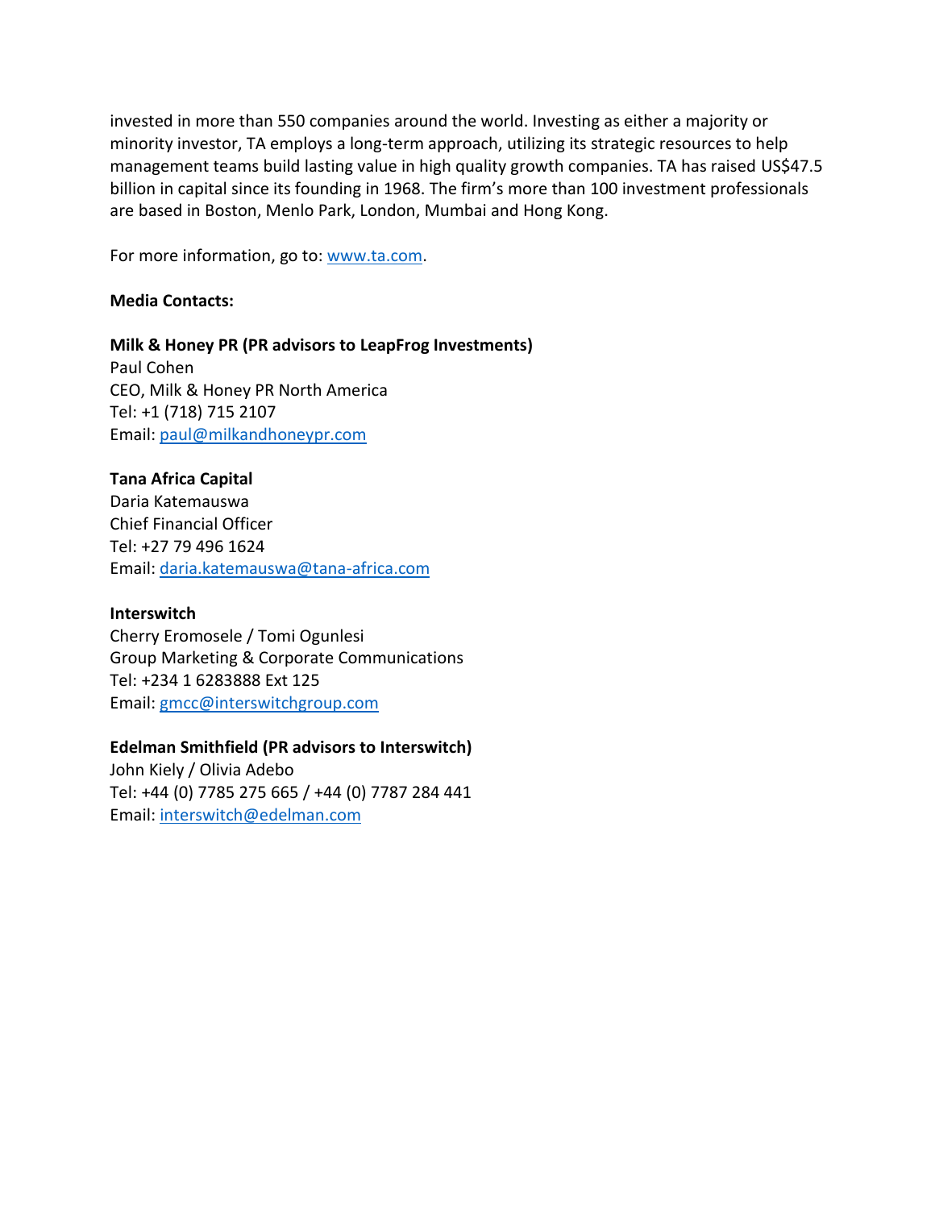invested in more than 550 companies around the world. Investing as either a majority or minority investor, TA employs a long-term approach, utilizing its strategic resources to help management teams build lasting value in high quality growth companies. TA has raised US$47.5 billion in capital since its founding in 1968. The firm's more than 100 investment professionals are based in Boston, Menlo Park, London, Mumbai and Hong Kong.

For more information, go to: [www.ta.com](http://www.ta.com).

**Media Contacts:**

**Milk & Honey PR (PR advisors to LeapFrog Investments)**
Paul Cohen
CEO, Milk & Honey PR North America
Tel: +1 (718) 715 2107
Email: [paul@milkandhoneypr.com](mailto:paul@milkandhoneypr.com)

**Tana Africa Capital**
Daria Katemauswa
Chief Financial Officer
Tel: +27 79 496 1624
Email: [daria.katemauswa@tana-africa.com](mailto:daria.katemauswa@tana-africa.com)

**Interswitch**
Cherry Eromosele / Tomi Ogunlesi
Group Marketing & Corporate Communications
Tel: +234 1 6283888 Ext 125
Email: [gmcc@interswitchgroup.com](mailto:gmcc@interswitchgroup.com)

**Edelman Smithfield (PR advisors to Interswitch)**
John Kiely / Olivia Adebo
Tel: +44 (0) 7785 275 665 / +44 (0) 7787 284 441
Email: [interswitch@edelman.com](mailto:interswitch@edelman.com)